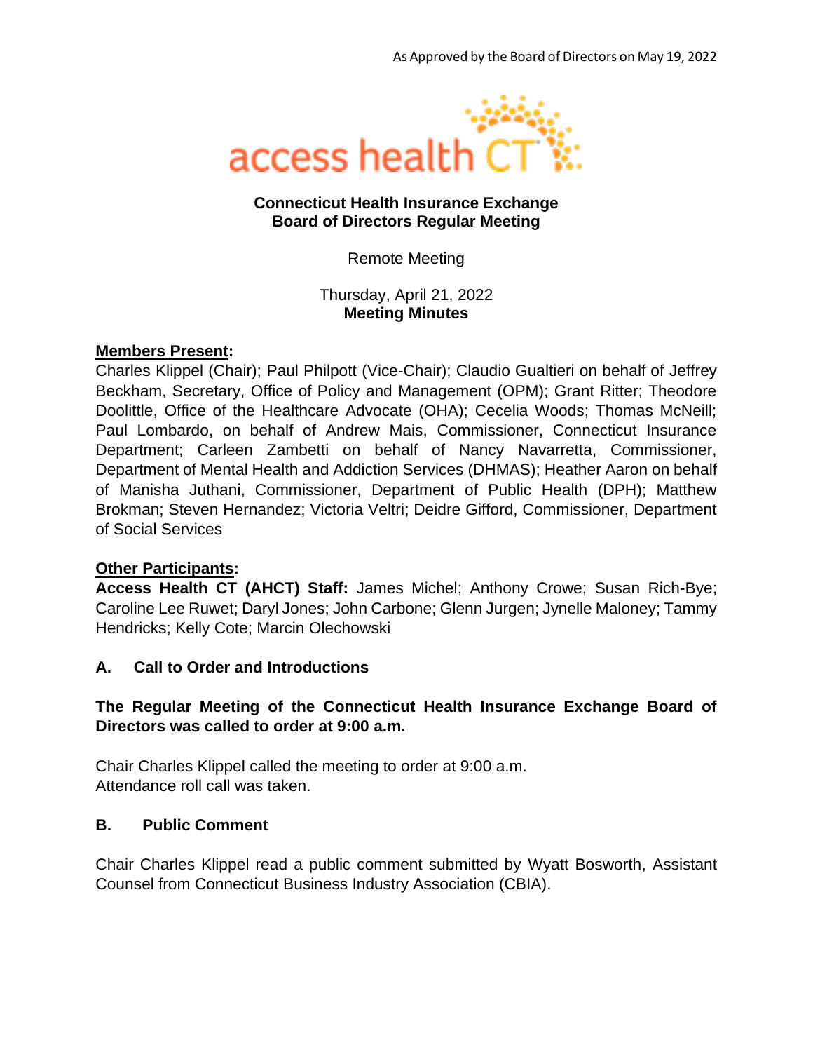As Approved by the Board of Directors on May 19, 2022

access health CT

**Connecticut Health Insurance Exchange**
**Board of Directors Regular Meeting**

Remote Meeting

Thursday, April 21, 2022
**Meeting Minutes**

**Members Present:**
Charles Klippel (Chair); Paul Philpott (Vice-Chair); Claudio Gualtieri on behalf of Jeffrey Beckham, Secretary, Office of Policy and Management (OPM); Grant Ritter; Theodore Doolittle, Office of the Healthcare Advocate (OHA); Cecelia Woods; Thomas McNeill; Paul Lombardo, on behalf of Andrew Mais, Commissioner, Connecticut Insurance Department; Carleen Zambetti on behalf of Nancy Navarretta, Commissioner, Department of Mental Health and Addiction Services (DHMAS); Heather Aaron on behalf of Manisha Juthani, Commissioner, Department of Public Health (DPH); Matthew Brokman; Steven Hernandez; Victoria Veltri; Deidre Gifford, Commissioner, Department of Social Services

**Other Participants:**
**Access Health CT (AHCT) Staff:** James Michel; Anthony Crowe; Susan Rich-Bye; Caroline Lee Ruwet; Daryl Jones; John Carbone; Glenn Jurgen; Jynelle Maloney; Tammy Hendricks; Kelly Cote; Marcin Olechowski

## A. Call to Order and Introductions

**The Regular Meeting of the Connecticut Health Insurance Exchange Board of Directors was called to order at 9:00 a.m.**

Chair Charles Klippel called the meeting to order at 9:00 a.m.
Attendance roll call was taken.

## B. Public Comment

Chair Charles Klippel read a public comment submitted by Wyatt Bosworth, Assistant Counsel from Connecticut Business Industry Association (CBIA).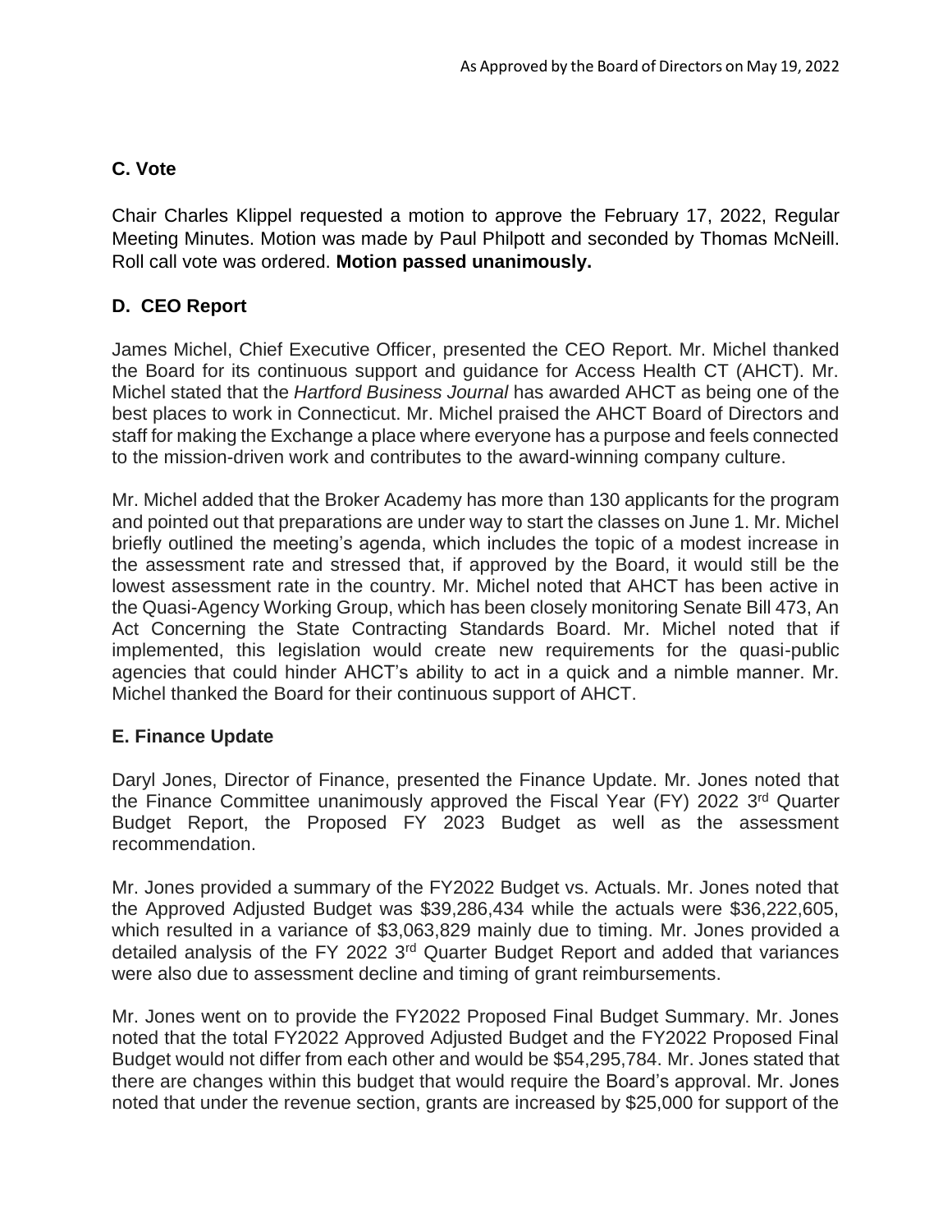## C. Vote

Chair Charles Klippel requested a motion to approve the February 17, 2022, Regular Meeting Minutes. Motion was made by Paul Philpott and seconded by Thomas McNeill. Roll call vote was ordered. **Motion passed unanimously.**

## D. CEO Report

James Michel, Chief Executive Officer, presented the CEO Report. Mr. Michel thanked the Board for its continuous support and guidance for Access Health CT (AHCT). Mr. Michel stated that the *Hartford Business Journal* has awarded AHCT as being one of the best places to work in Connecticut. Mr. Michel praised the AHCT Board of Directors and staff for making the Exchange a place where everyone has a purpose and feels connected to the mission-driven work and contributes to the award-winning company culture.

Mr. Michel added that the Broker Academy has more than 130 applicants for the program and pointed out that preparations are under way to start the classes on June 1. Mr. Michel briefly outlined the meeting's agenda, which includes the topic of a modest increase in the assessment rate and stressed that, if approved by the Board, it would still be the lowest assessment rate in the country. Mr. Michel noted that AHCT has been active in the Quasi-Agency Working Group, which has been closely monitoring Senate Bill 473, An Act Concerning the State Contracting Standards Board. Mr. Michel noted that if implemented, this legislation would create new requirements for the quasi-public agencies that could hinder AHCT's ability to act in a quick and a nimble manner. Mr. Michel thanked the Board for their continuous support of AHCT.

## E. Finance Update

Daryl Jones, Director of Finance, presented the Finance Update. Mr. Jones noted that the Finance Committee unanimously approved the Fiscal Year (FY) 2022 3rd Quarter Budget Report, the Proposed FY 2023 Budget as well as the assessment recommendation.

Mr. Jones provided a summary of the FY2022 Budget vs. Actuals. Mr. Jones noted that the Approved Adjusted Budget was $39,286,434 while the actuals were $36,222,605, which resulted in a variance of $3,063,829 mainly due to timing. Mr. Jones provided a detailed analysis of the FY 2022 3rd Quarter Budget Report and added that variances were also due to assessment decline and timing of grant reimbursements.

Mr. Jones went on to provide the FY2022 Proposed Final Budget Summary. Mr. Jones noted that the total FY2022 Approved Adjusted Budget and the FY2022 Proposed Final Budget would not differ from each other and would be $54,295,784. Mr. Jones stated that there are changes within this budget that would require the Board's approval. Mr. Jones noted that under the revenue section, grants are increased by $25,000 for support of the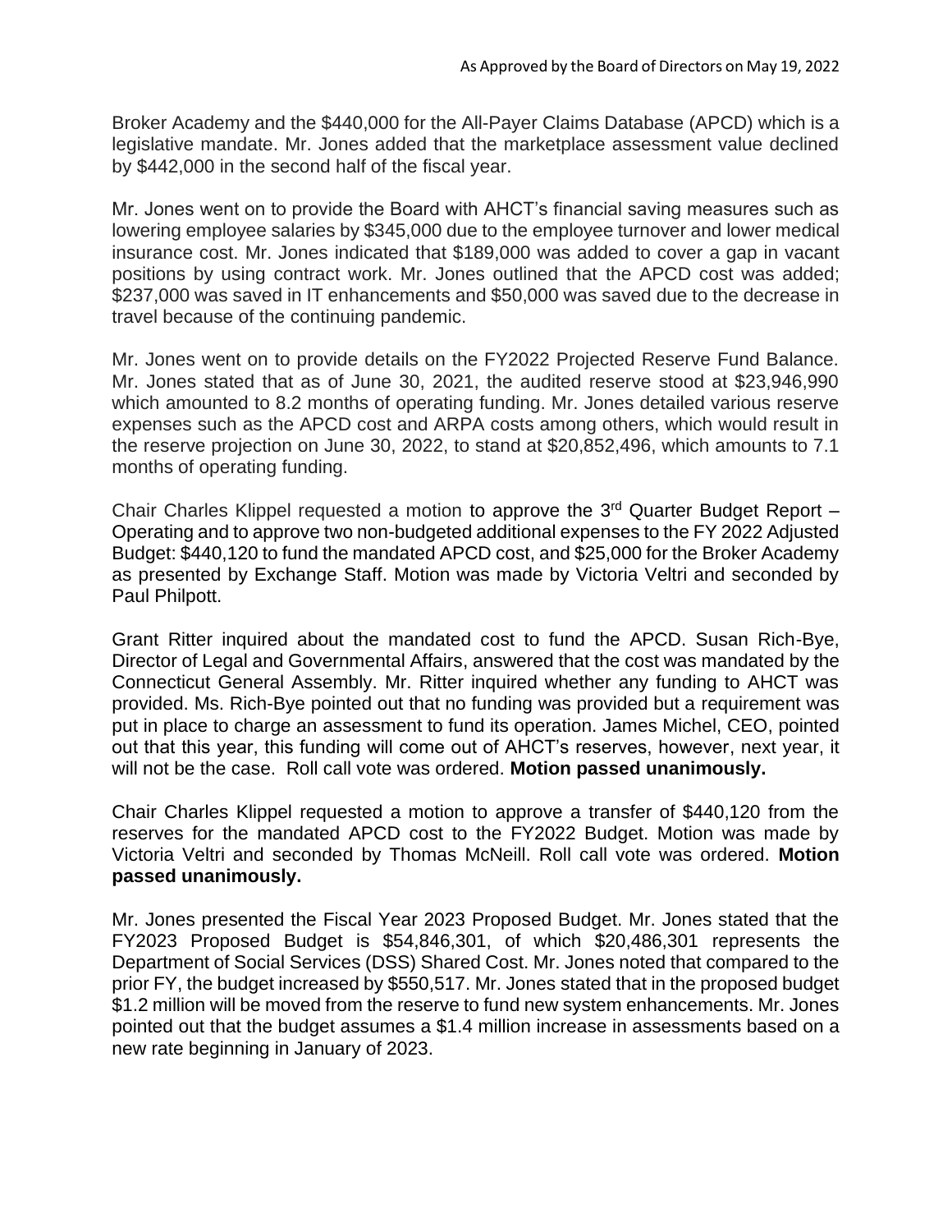Broker Academy and the $440,000 for the All-Payer Claims Database (APCD) which is a legislative mandate. Mr. Jones added that the marketplace assessment value declined by $442,000 in the second half of the fiscal year.

Mr. Jones went on to provide the Board with AHCT's financial saving measures such as lowering employee salaries by $345,000 due to the employee turnover and lower medical insurance cost. Mr. Jones indicated that $189,000 was added to cover a gap in vacant positions by using contract work. Mr. Jones outlined that the APCD cost was added; $237,000 was saved in IT enhancements and $50,000 was saved due to the decrease in travel because of the continuing pandemic.

Mr. Jones went on to provide details on the FY2022 Projected Reserve Fund Balance. Mr. Jones stated that as of June 30, 2021, the audited reserve stood at $23,946,990 which amounted to 8.2 months of operating funding. Mr. Jones detailed various reserve expenses such as the APCD cost and ARPA costs among others, which would result in the reserve projection on June 30, 2022, to stand at $20,852,496, which amounts to 7.1 months of operating funding.

Chair Charles Klippel requested a motion to approve the 3rd Quarter Budget Report – Operating and to approve two non-budgeted additional expenses to the FY 2022 Adjusted Budget: $440,120 to fund the mandated APCD cost, and $25,000 for the Broker Academy as presented by Exchange Staff. Motion was made by Victoria Veltri and seconded by Paul Philpott.

Grant Ritter inquired about the mandated cost to fund the APCD. Susan Rich-Bye, Director of Legal and Governmental Affairs, answered that the cost was mandated by the Connecticut General Assembly. Mr. Ritter inquired whether any funding to AHCT was provided. Ms. Rich-Bye pointed out that no funding was provided but a requirement was put in place to charge an assessment to fund its operation. James Michel, CEO, pointed out that this year, this funding will come out of AHCT's reserves, however, next year, it will not be the case. Roll call vote was ordered. **Motion passed unanimously.**

Chair Charles Klippel requested a motion to approve a transfer of $440,120 from the reserves for the mandated APCD cost to the FY2022 Budget. Motion was made by Victoria Veltri and seconded by Thomas McNeill. Roll call vote was ordered. **Motion passed unanimously.**

Mr. Jones presented the Fiscal Year 2023 Proposed Budget. Mr. Jones stated that the FY2023 Proposed Budget is $54,846,301, of which $20,486,301 represents the Department of Social Services (DSS) Shared Cost. Mr. Jones noted that compared to the prior FY, the budget increased by $550,517. Mr. Jones stated that in the proposed budget $1.2 million will be moved from the reserve to fund new system enhancements. Mr. Jones pointed out that the budget assumes a $1.4 million increase in assessments based on a new rate beginning in January of 2023.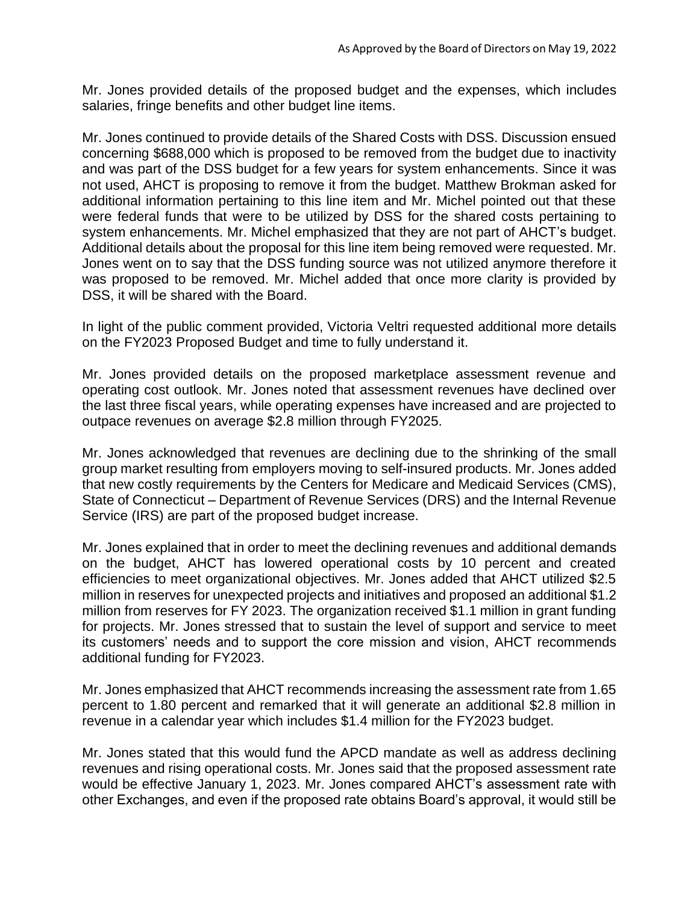Mr. Jones provided details of the proposed budget and the expenses, which includes salaries, fringe benefits and other budget line items.

Mr. Jones continued to provide details of the Shared Costs with DSS. Discussion ensued concerning $688,000 which is proposed to be removed from the budget due to inactivity and was part of the DSS budget for a few years for system enhancements. Since it was not used, AHCT is proposing to remove it from the budget. Matthew Brokman asked for additional information pertaining to this line item and Mr. Michel pointed out that these were federal funds that were to be utilized by DSS for the shared costs pertaining to system enhancements. Mr. Michel emphasized that they are not part of AHCT's budget. Additional details about the proposal for this line item being removed were requested. Mr. Jones went on to say that the DSS funding source was not utilized anymore therefore it was proposed to be removed. Mr. Michel added that once more clarity is provided by DSS, it will be shared with the Board.

In light of the public comment provided, Victoria Veltri requested additional more details on the FY2023 Proposed Budget and time to fully understand it.

Mr. Jones provided details on the proposed marketplace assessment revenue and operating cost outlook. Mr. Jones noted that assessment revenues have declined over the last three fiscal years, while operating expenses have increased and are projected to outpace revenues on average $2.8 million through FY2025.

Mr. Jones acknowledged that revenues are declining due to the shrinking of the small group market resulting from employers moving to self-insured products. Mr. Jones added that new costly requirements by the Centers for Medicare and Medicaid Services (CMS), State of Connecticut – Department of Revenue Services (DRS) and the Internal Revenue Service (IRS) are part of the proposed budget increase.

Mr. Jones explained that in order to meet the declining revenues and additional demands on the budget, AHCT has lowered operational costs by 10 percent and created efficiencies to meet organizational objectives. Mr. Jones added that AHCT utilized $2.5 million in reserves for unexpected projects and initiatives and proposed an additional $1.2 million from reserves for FY 2023. The organization received $1.1 million in grant funding for projects. Mr. Jones stressed that to sustain the level of support and service to meet its customers' needs and to support the core mission and vision, AHCT recommends additional funding for FY2023.

Mr. Jones emphasized that AHCT recommends increasing the assessment rate from 1.65 percent to 1.80 percent and remarked that it will generate an additional $2.8 million in revenue in a calendar year which includes $1.4 million for the FY2023 budget.

Mr. Jones stated that this would fund the APCD mandate as well as address declining revenues and rising operational costs. Mr. Jones said that the proposed assessment rate would be effective January 1, 2023. Mr. Jones compared AHCT's assessment rate with other Exchanges, and even if the proposed rate obtains Board's approval, it would still be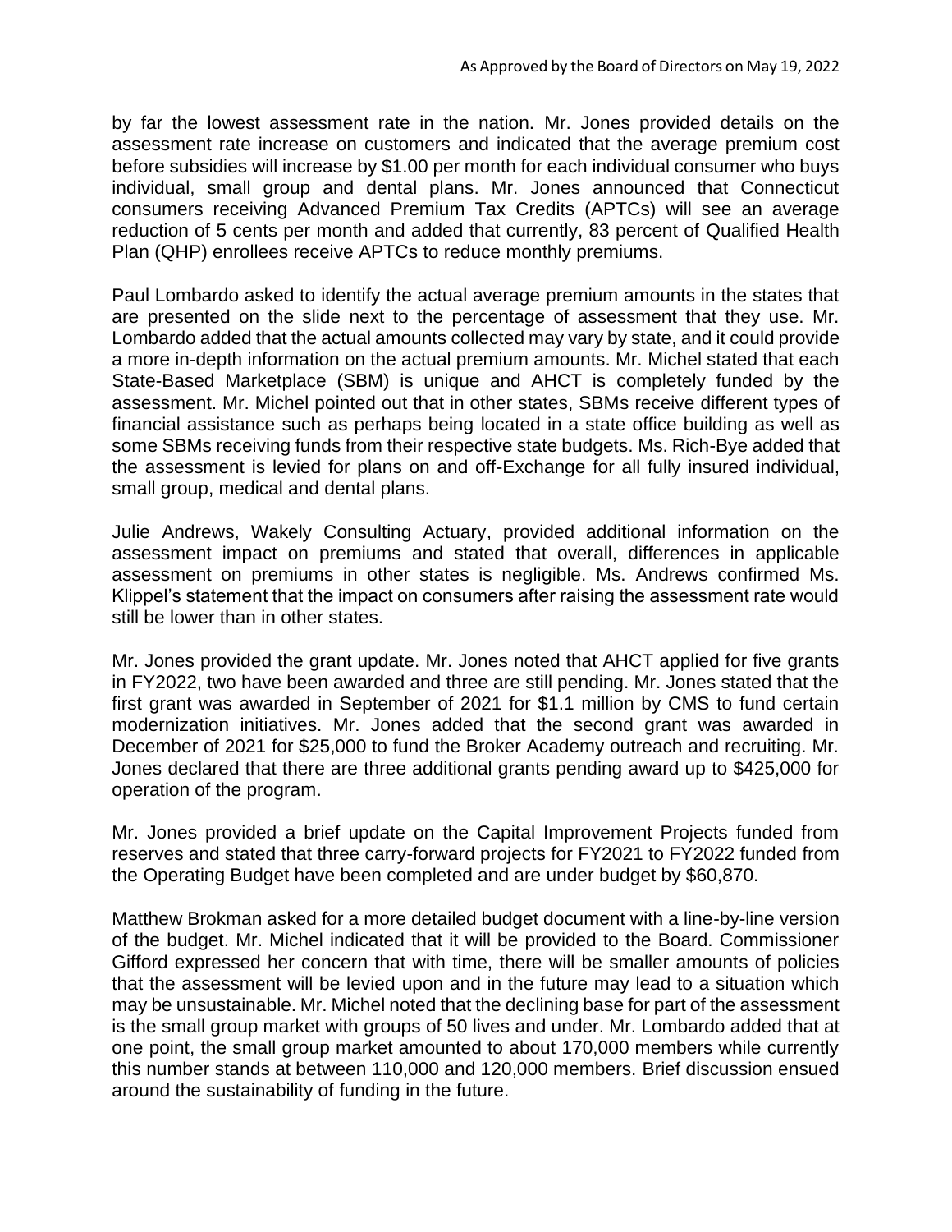by far the lowest assessment rate in the nation. Mr. Jones provided details on the assessment rate increase on customers and indicated that the average premium cost before subsidies will increase by $1.00 per month for each individual consumer who buys individual, small group and dental plans. Mr. Jones announced that Connecticut consumers receiving Advanced Premium Tax Credits (APTCs) will see an average reduction of 5 cents per month and added that currently, 83 percent of Qualified Health Plan (QHP) enrollees receive APTCs to reduce monthly premiums.

Paul Lombardo asked to identify the actual average premium amounts in the states that are presented on the slide next to the percentage of assessment that they use. Mr. Lombardo added that the actual amounts collected may vary by state, and it could provide a more in-depth information on the actual premium amounts. Mr. Michel stated that each State-Based Marketplace (SBM) is unique and AHCT is completely funded by the assessment. Mr. Michel pointed out that in other states, SBMs receive different types of financial assistance such as perhaps being located in a state office building as well as some SBMs receiving funds from their respective state budgets. Ms. Rich-Bye added that the assessment is levied for plans on and off-Exchange for all fully insured individual, small group, medical and dental plans.

Julie Andrews, Wakely Consulting Actuary, provided additional information on the assessment impact on premiums and stated that overall, differences in applicable assessment on premiums in other states is negligible. Ms. Andrews confirmed Ms. Klippel's statement that the impact on consumers after raising the assessment rate would still be lower than in other states.

Mr. Jones provided the grant update. Mr. Jones noted that AHCT applied for five grants in FY2022, two have been awarded and three are still pending. Mr. Jones stated that the first grant was awarded in September of 2021 for $1.1 million by CMS to fund certain modernization initiatives. Mr. Jones added that the second grant was awarded in December of 2021 for $25,000 to fund the Broker Academy outreach and recruiting. Mr. Jones declared that there are three additional grants pending award up to $425,000 for operation of the program.

Mr. Jones provided a brief update on the Capital Improvement Projects funded from reserves and stated that three carry-forward projects for FY2021 to FY2022 funded from the Operating Budget have been completed and are under budget by $60,870.

Matthew Brokman asked for a more detailed budget document with a line-by-line version of the budget. Mr. Michel indicated that it will be provided to the Board. Commissioner Gifford expressed her concern that with time, there will be smaller amounts of policies that the assessment will be levied upon and in the future may lead to a situation which may be unsustainable. Mr. Michel noted that the declining base for part of the assessment is the small group market with groups of 50 lives and under. Mr. Lombardo added that at one point, the small group market amounted to about 170,000 members while currently this number stands at between 110,000 and 120,000 members. Brief discussion ensued around the sustainability of funding in the future.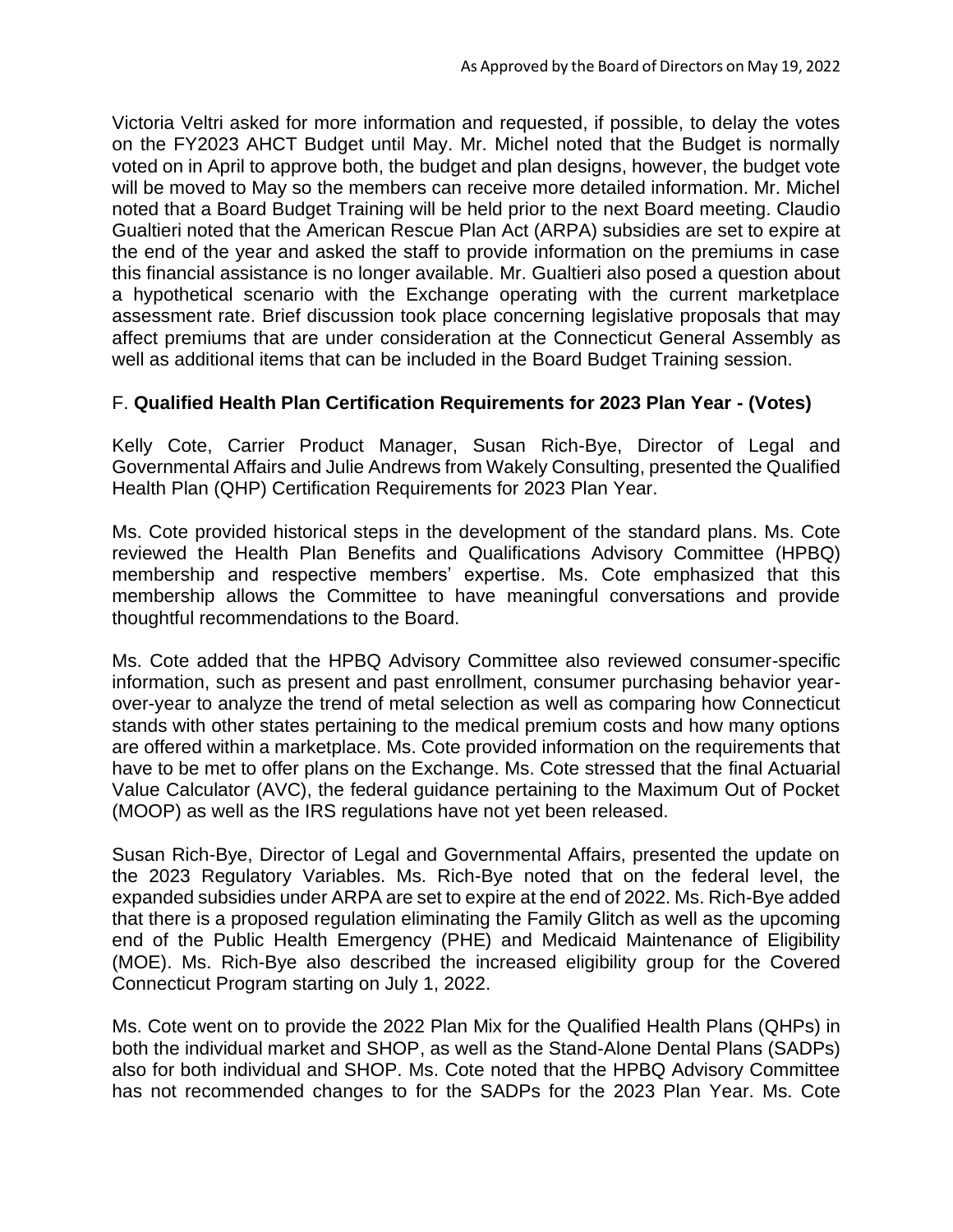Victoria Veltri asked for more information and requested, if possible, to delay the votes on the FY2023 AHCT Budget until May. Mr. Michel noted that the Budget is normally voted on in April to approve both, the budget and plan designs, however, the budget vote will be moved to May so the members can receive more detailed information. Mr. Michel noted that a Board Budget Training will be held prior to the next Board meeting. Claudio Gualtieri noted that the American Rescue Plan Act (ARPA) subsidies are set to expire at the end of the year and asked the staff to provide information on the premiums in case this financial assistance is no longer available. Mr. Gualtieri also posed a question about a hypothetical scenario with the Exchange operating with the current marketplace assessment rate. Brief discussion took place concerning legislative proposals that may affect premiums that are under consideration at the Connecticut General Assembly as well as additional items that can be included in the Board Budget Training session.

### F. **Qualified Health Plan Certification Requirements for 2023 Plan Year - (Votes)**

Kelly Cote, Carrier Product Manager, Susan Rich-Bye, Director of Legal and Governmental Affairs and Julie Andrews from Wakely Consulting, presented the Qualified Health Plan (QHP) Certification Requirements for 2023 Plan Year.

Ms. Cote provided historical steps in the development of the standard plans. Ms. Cote reviewed the Health Plan Benefits and Qualifications Advisory Committee (HPBQ) membership and respective members' expertise. Ms. Cote emphasized that this membership allows the Committee to have meaningful conversations and provide thoughtful recommendations to the Board.

Ms. Cote added that the HPBQ Advisory Committee also reviewed consumer-specific information, such as present and past enrollment, consumer purchasing behavior year-over-year to analyze the trend of metal selection as well as comparing how Connecticut stands with other states pertaining to the medical premium costs and how many options are offered within a marketplace. Ms. Cote provided information on the requirements that have to be met to offer plans on the Exchange. Ms. Cote stressed that the final Actuarial Value Calculator (AVC), the federal guidance pertaining to the Maximum Out of Pocket (MOOP) as well as the IRS regulations have not yet been released.

Susan Rich-Bye, Director of Legal and Governmental Affairs, presented the update on the 2023 Regulatory Variables. Ms. Rich-Bye noted that on the federal level, the expanded subsidies under ARPA are set to expire at the end of 2022. Ms. Rich-Bye added that there is a proposed regulation eliminating the Family Glitch as well as the upcoming end of the Public Health Emergency (PHE) and Medicaid Maintenance of Eligibility (MOE). Ms. Rich-Bye also described the increased eligibility group for the Covered Connecticut Program starting on July 1, 2022.

Ms. Cote went on to provide the 2022 Plan Mix for the Qualified Health Plans (QHPs) in both the individual market and SHOP, as well as the Stand-Alone Dental Plans (SADPs) also for both individual and SHOP. Ms. Cote noted that the HPBQ Advisory Committee has not recommended changes to for the SADPs for the 2023 Plan Year. Ms. Cote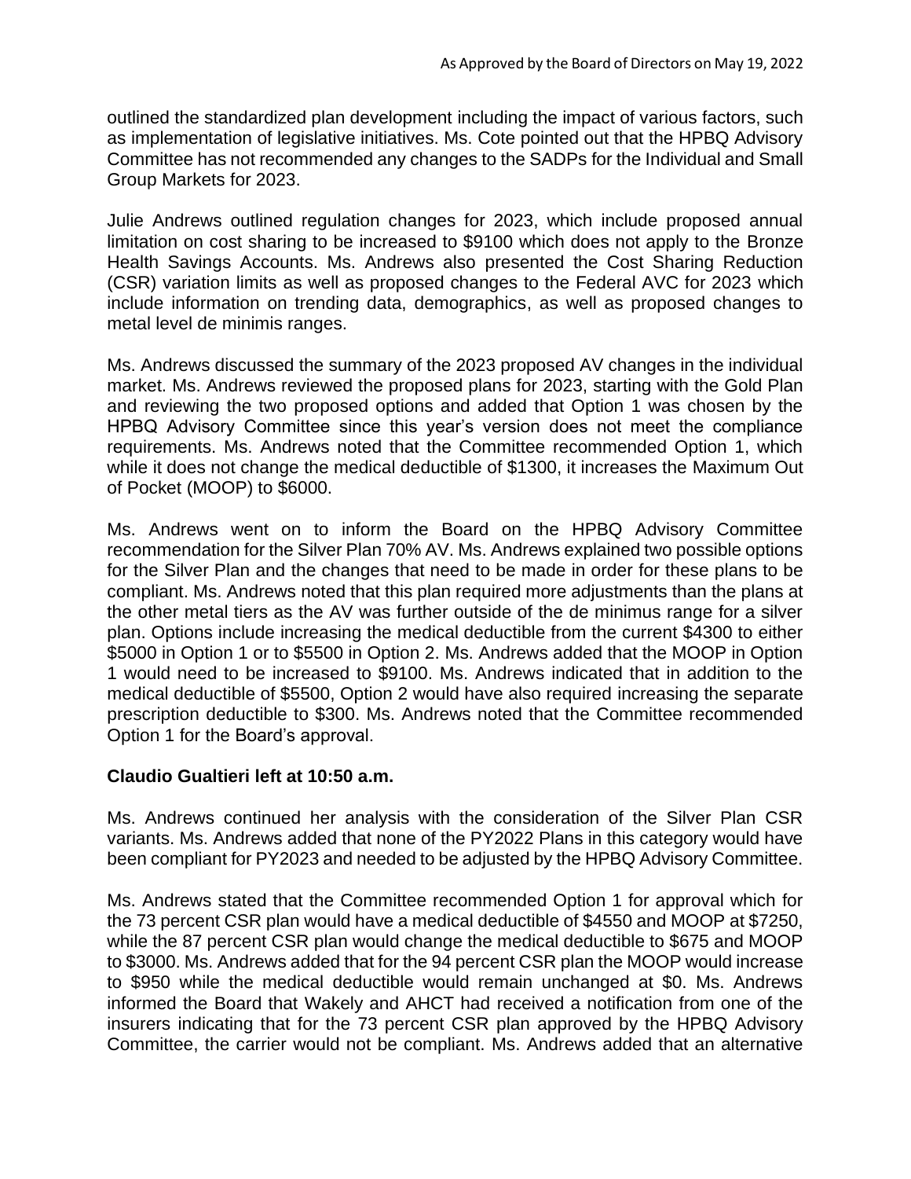outlined the standardized plan development including the impact of various factors, such as implementation of legislative initiatives. Ms. Cote pointed out that the HPBQ Advisory Committee has not recommended any changes to the SADPs for the Individual and Small Group Markets for 2023.

Julie Andrews outlined regulation changes for 2023, which include proposed annual limitation on cost sharing to be increased to $9100 which does not apply to the Bronze Health Savings Accounts. Ms. Andrews also presented the Cost Sharing Reduction (CSR) variation limits as well as proposed changes to the Federal AVC for 2023 which include information on trending data, demographics, as well as proposed changes to metal level de minimis ranges.

Ms. Andrews discussed the summary of the 2023 proposed AV changes in the individual market. Ms. Andrews reviewed the proposed plans for 2023, starting with the Gold Plan and reviewing the two proposed options and added that Option 1 was chosen by the HPBQ Advisory Committee since this year's version does not meet the compliance requirements. Ms. Andrews noted that the Committee recommended Option 1, which while it does not change the medical deductible of $1300, it increases the Maximum Out of Pocket (MOOP) to $6000.

Ms. Andrews went on to inform the Board on the HPBQ Advisory Committee recommendation for the Silver Plan 70% AV. Ms. Andrews explained two possible options for the Silver Plan and the changes that need to be made in order for these plans to be compliant. Ms. Andrews noted that this plan required more adjustments than the plans at the other metal tiers as the AV was further outside of the de minimus range for a silver plan. Options include increasing the medical deductible from the current $4300 to either $5000 in Option 1 or to $5500 in Option 2. Ms. Andrews added that the MOOP in Option 1 would need to be increased to $9100. Ms. Andrews indicated that in addition to the medical deductible of $5500, Option 2 would have also required increasing the separate prescription deductible to $300. Ms. Andrews noted that the Committee recommended Option 1 for the Board's approval.

**Claudio Gualtieri left at 10:50 a.m.**

Ms. Andrews continued her analysis with the consideration of the Silver Plan CSR variants. Ms. Andrews added that none of the PY2022 Plans in this category would have been compliant for PY2023 and needed to be adjusted by the HPBQ Advisory Committee.

Ms. Andrews stated that the Committee recommended Option 1 for approval which for the 73 percent CSR plan would have a medical deductible of $4550 and MOOP at $7250, while the 87 percent CSR plan would change the medical deductible to $675 and MOOP to $3000. Ms. Andrews added that for the 94 percent CSR plan the MOOP would increase to $950 while the medical deductible would remain unchanged at $0. Ms. Andrews informed the Board that Wakely and AHCT had received a notification from one of the insurers indicating that for the 73 percent CSR plan approved by the HPBQ Advisory Committee, the carrier would not be compliant. Ms. Andrews added that an alternative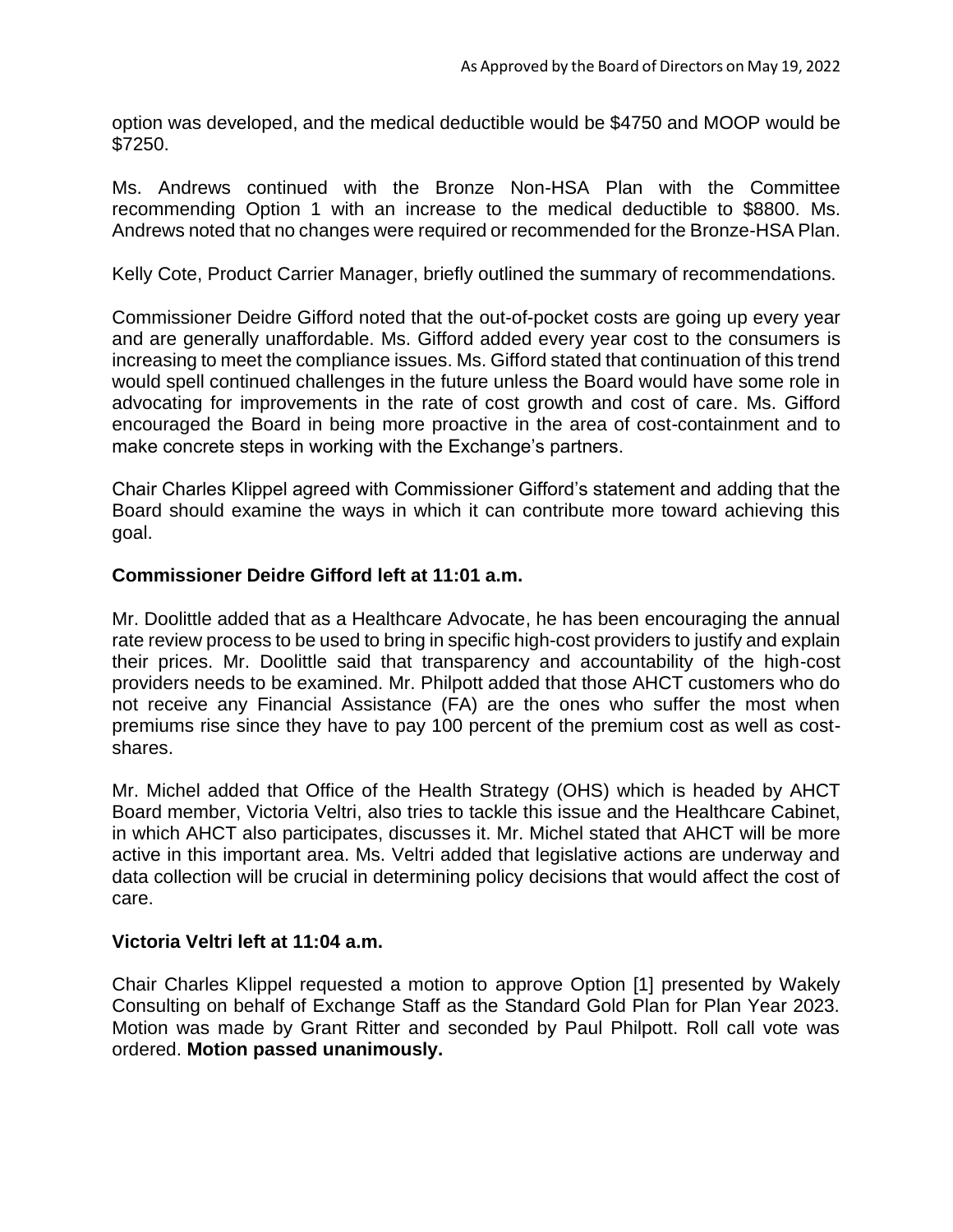option was developed, and the medical deductible would be $4750 and MOOP would be $7250.

Ms. Andrews continued with the Bronze Non-HSA Plan with the Committee recommending Option 1 with an increase to the medical deductible to $8800. Ms. Andrews noted that no changes were required or recommended for the Bronze-HSA Plan.

Kelly Cote, Product Carrier Manager, briefly outlined the summary of recommendations.

Commissioner Deidre Gifford noted that the out-of-pocket costs are going up every year and are generally unaffordable. Ms. Gifford added every year cost to the consumers is increasing to meet the compliance issues. Ms. Gifford stated that continuation of this trend would spell continued challenges in the future unless the Board would have some role in advocating for improvements in the rate of cost growth and cost of care. Ms. Gifford encouraged the Board in being more proactive in the area of cost-containment and to make concrete steps in working with the Exchange's partners.

Chair Charles Klippel agreed with Commissioner Gifford's statement and adding that the Board should examine the ways in which it can contribute more toward achieving this goal.

**Commissioner Deidre Gifford left at 11:01 a.m.**

Mr. Doolittle added that as a Healthcare Advocate, he has been encouraging the annual rate review process to be used to bring in specific high-cost providers to justify and explain their prices. Mr. Doolittle said that transparency and accountability of the high-cost providers needs to be examined. Mr. Philpott added that those AHCT customers who do not receive any Financial Assistance (FA) are the ones who suffer the most when premiums rise since they have to pay 100 percent of the premium cost as well as cost-shares.

Mr. Michel added that Office of the Health Strategy (OHS) which is headed by AHCT Board member, Victoria Veltri, also tries to tackle this issue and the Healthcare Cabinet, in which AHCT also participates, discusses it. Mr. Michel stated that AHCT will be more active in this important area. Ms. Veltri added that legislative actions are underway and data collection will be crucial in determining policy decisions that would affect the cost of care.

**Victoria Veltri left at 11:04 a.m.**

Chair Charles Klippel requested a motion to approve Option [1] presented by Wakely Consulting on behalf of Exchange Staff as the Standard Gold Plan for Plan Year 2023. Motion was made by Grant Ritter and seconded by Paul Philpott. Roll call vote was ordered. **Motion passed unanimously.**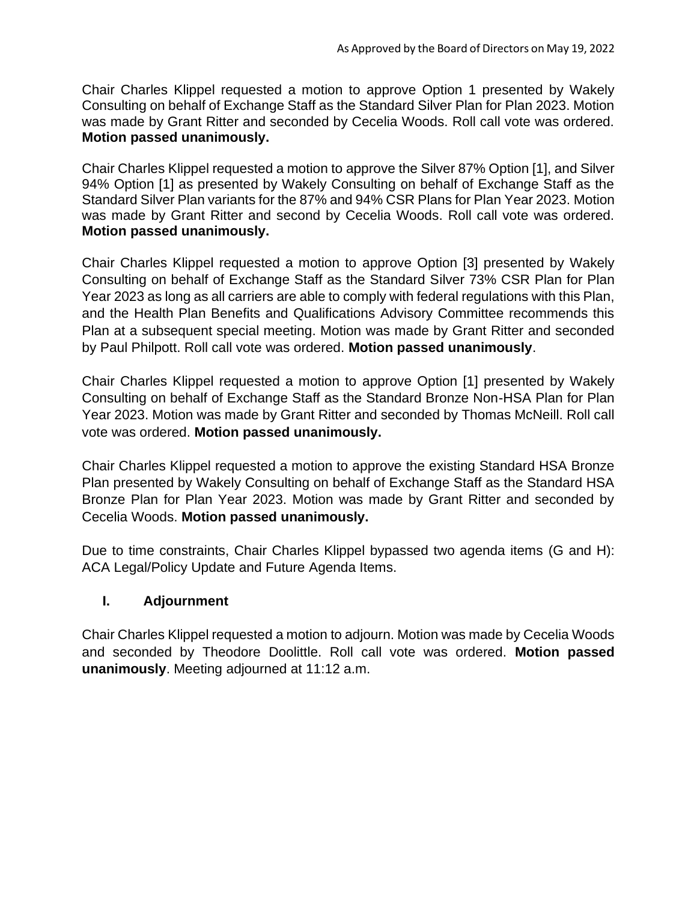Chair Charles Klippel requested a motion to approve Option 1 presented by Wakely Consulting on behalf of Exchange Staff as the Standard Silver Plan for Plan 2023. Motion was made by Grant Ritter and seconded by Cecelia Woods. Roll call vote was ordered. **Motion passed unanimously.**

Chair Charles Klippel requested a motion to approve the Silver 87% Option [1], and Silver 94% Option [1] as presented by Wakely Consulting on behalf of Exchange Staff as the Standard Silver Plan variants for the 87% and 94% CSR Plans for Plan Year 2023. Motion was made by Grant Ritter and second by Cecelia Woods. Roll call vote was ordered. **Motion passed unanimously.**

Chair Charles Klippel requested a motion to approve Option [3] presented by Wakely Consulting on behalf of Exchange Staff as the Standard Silver 73% CSR Plan for Plan Year 2023 as long as all carriers are able to comply with federal regulations with this Plan, and the Health Plan Benefits and Qualifications Advisory Committee recommends this Plan at a subsequent special meeting. Motion was made by Grant Ritter and seconded by Paul Philpott. Roll call vote was ordered. **Motion passed unanimously**.

Chair Charles Klippel requested a motion to approve Option [1] presented by Wakely Consulting on behalf of Exchange Staff as the Standard Bronze Non-HSA Plan for Plan Year 2023. Motion was made by Grant Ritter and seconded by Thomas McNeill. Roll call vote was ordered. **Motion passed unanimously.**

Chair Charles Klippel requested a motion to approve the existing Standard HSA Bronze Plan presented by Wakely Consulting on behalf of Exchange Staff as the Standard HSA Bronze Plan for Plan Year 2023. Motion was made by Grant Ritter and seconded by Cecelia Woods. **Motion passed unanimously.**

Due to time constraints, Chair Charles Klippel bypassed two agenda items (G and H): ACA Legal/Policy Update and Future Agenda Items.

## I. Adjournment

Chair Charles Klippel requested a motion to adjourn. Motion was made by Cecelia Woods and seconded by Theodore Doolittle. Roll call vote was ordered. **Motion passed unanimously**. Meeting adjourned at 11:12 a.m.